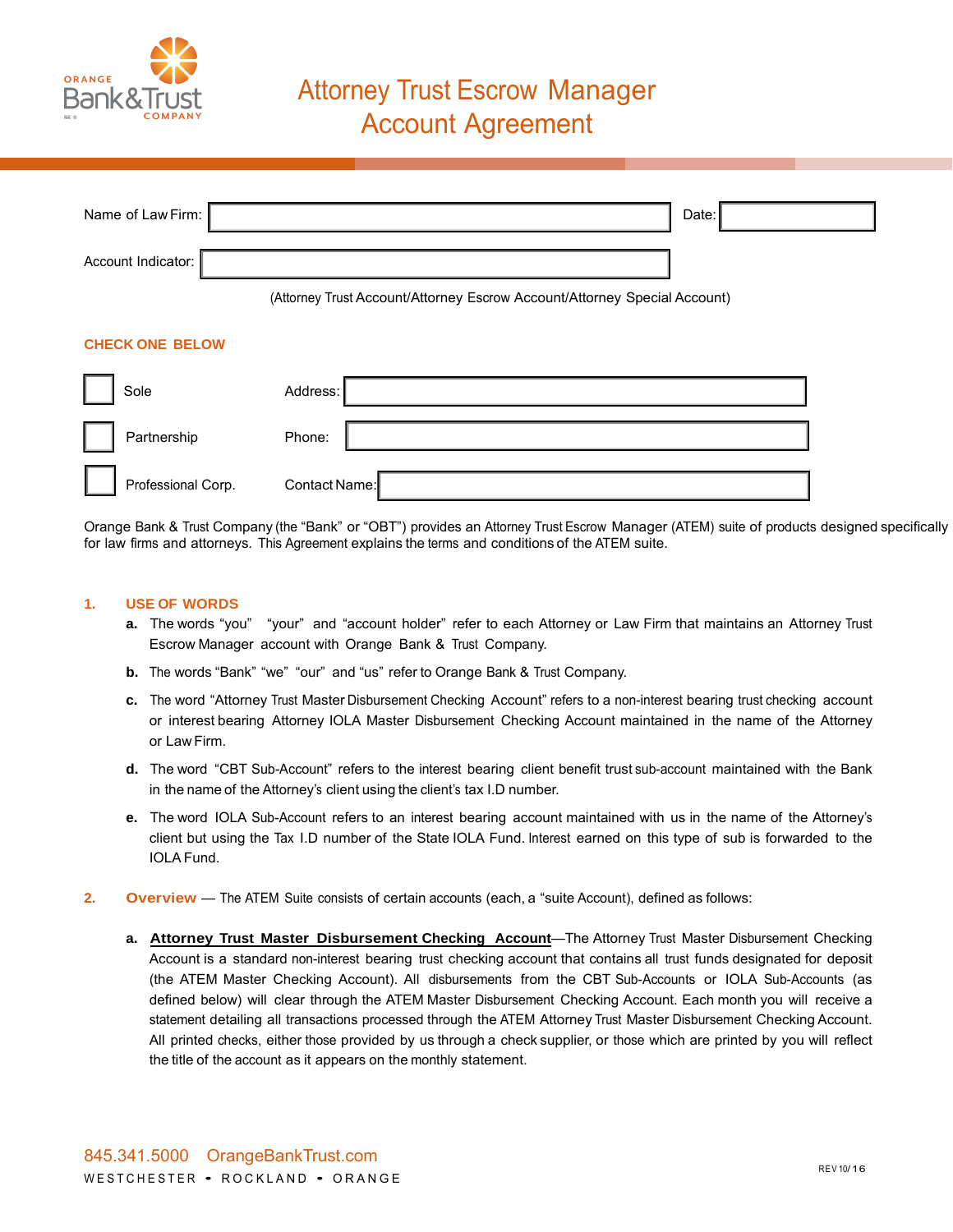ORANGE Bank&Trust COMPANY

# Attorney Trust Escrow Manager Account Agreement

Name of Law Firm: ______________________ Date: __________

Account Indicator: ______________________

(Attorney Trust Account/Attorney Escrow Account/Attorney Special Account)

**CHECK ONE BELOW**

| | | | |
|---|---|---|---|
| ☐ | Sole | Address: | |
| ☐ | Partnership | Phone: | |
| ☐ | Professional Corp. | Contact Name: | |

Orange Bank & Trust Company (the "Bank" or "OBT") provides an Attorney Trust Escrow Manager (ATEM) suite of products designed specifically for law firms and attorneys. This Agreement explains the terms and conditions of the ATEM suite.

## 1. USE OF WORDS

**a.** The words "you" "your" and "account holder" refer to each Attorney or Law Firm that maintains an Attorney Trust Escrow Manager account with Orange Bank & Trust Company.

**b.** The words "Bank" "we" "our" and "us" refer to Orange Bank & Trust Company.

**c.** The word "Attorney Trust Master Disbursement Checking Account" refers to a non-interest bearing trust checking account or interest bearing Attorney IOLA Master Disbursement Checking Account maintained in the name of the Attorney or Law Firm.

**d.** The word "CBT Sub-Account" refers to the interest bearing client benefit trust sub-account maintained with the Bank in the name of the Attorney's client using the client's tax I.D number.

**e.** The word IOLA Sub-Account refers to an interest bearing account maintained with us in the name of the Attorney's client but using the Tax I.D number of the State IOLA Fund. Interest earned on this type of sub is forwarded to the IOLA Fund.

## 2. Overview — The ATEM Suite consists of certain accounts (each, a "suite Account), defined as follows:

**a.** **<u>Attorney Trust Master Disbursement Checking Account</u>**—The Attorney Trust Master Disbursement Checking Account is a standard non-interest bearing trust checking account that contains all trust funds designated for deposit (the ATEM Master Checking Account). All disbursements from the CBT Sub-Accounts or IOLA Sub-Accounts (as defined below) will clear through the ATEM Master Disbursement Checking Account. Each month you will receive a statement detailing all transactions processed through the ATEM Attorney Trust Master Disbursement Checking Account. All printed checks, either those provided by us through a check supplier, or those which are printed by you will reflect the title of the account as it appears on the monthly statement.

845.341.5000 OrangeBankTrust.com
WESTCHESTER • ROCKLAND • ORANGE

REV 10/16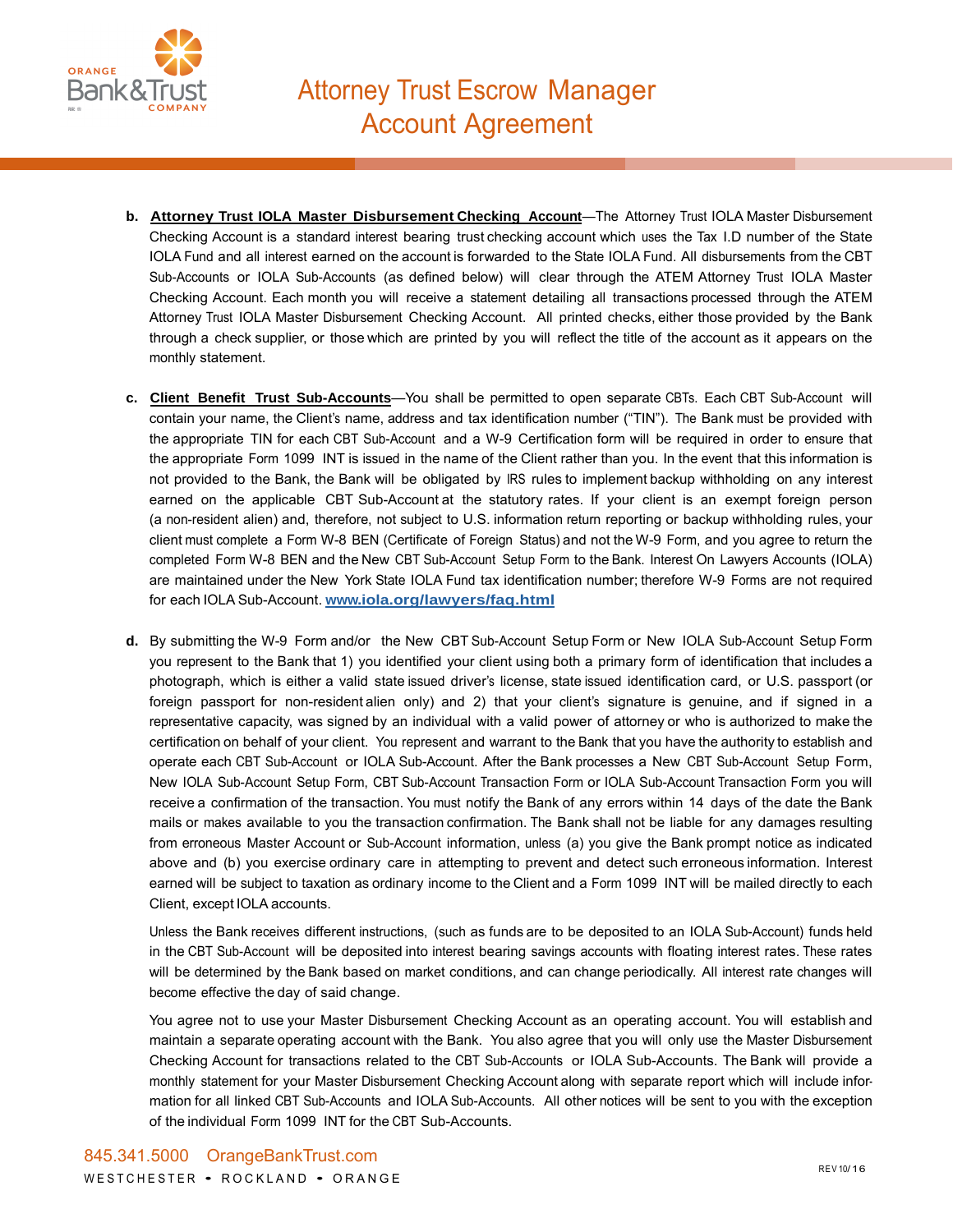b. **Attorney Trust IOLA Master Disbursement Checking Account**—The Attorney Trust IOLA Master Disbursement Checking Account is a standard interest bearing trust checking account which uses the Tax I.D number of the State IOLA Fund and all interest earned on the account is forwarded to the State IOLA Fund. All disbursements from the CBT Sub-Accounts or IOLA Sub-Accounts (as defined below) will clear through the ATEM Attorney Trust IOLA Master Checking Account. Each month you will receive a statement detailing all transactions processed through the ATEM Attorney Trust IOLA Master Disbursement Checking Account. All printed checks, either those provided by the Bank through a check supplier, or those which are printed by you will reflect the title of the account as it appears on the monthly statement.

c. **Client Benefit Trust Sub-Accounts**—You shall be permitted to open separate CBTs. Each CBT Sub-Account will contain your name, the Client's name, address and tax identification number ("TIN"). The Bank must be provided with the appropriate TIN for each CBT Sub-Account and a W-9 Certification form will be required in order to ensure that the appropriate Form 1099 INT is issued in the name of the Client rather than you. In the event that this information is not provided to the Bank, the Bank will be obligated by IRS rules to implement backup withholding on any interest earned on the applicable CBT Sub-Account at the statutory rates. If your client is an exempt foreign person (a non-resident alien) and, therefore, not subject to U.S. information return reporting or backup withholding rules, your client must complete a Form W-8 BEN (Certificate of Foreign Status) and not the W-9 Form, and you agree to return the completed Form W-8 BEN and the New CBT Sub-Account Setup Form to the Bank. Interest On Lawyers Accounts (IOLA) are maintained under the New York State IOLA Fund tax identification number; therefore W-9 Forms are not required for each IOLA Sub-Account. **www.iola.org/lawyers/faq.html**

d. By submitting the W-9 Form and/or the New CBT Sub-Account Setup Form or New IOLA Sub-Account Setup Form you represent to the Bank that 1) you identified your client using both a primary form of identification that includes a photograph, which is either a valid state issued driver's license, state issued identification card, or U.S. passport (or foreign passport for non-resident alien only) and 2) that your client's signature is genuine, and if signed in a representative capacity, was signed by an individual with a valid power of attorney or who is authorized to make the certification on behalf of your client. You represent and warrant to the Bank that you have the authority to establish and operate each CBT Sub-Account or IOLA Sub-Account. After the Bank processes a New CBT Sub-Account Setup Form, New IOLA Sub-Account Setup Form, CBT Sub-Account Transaction Form or IOLA Sub-Account Transaction Form you will receive a confirmation of the transaction. You must notify the Bank of any errors within 14 days of the date the Bank mails or makes available to you the transaction confirmation. The Bank shall not be liable for any damages resulting from erroneous Master Account or Sub-Account information, unless (a) you give the Bank prompt notice as indicated above and (b) you exercise ordinary care in attempting to prevent and detect such erroneous information. Interest earned will be subject to taxation as ordinary income to the Client and a Form 1099 INT will be mailed directly to each Client, except IOLA accounts.

Unless the Bank receives different instructions, (such as funds are to be deposited to an IOLA Sub-Account) funds held in the CBT Sub-Account will be deposited into interest bearing savings accounts with floating interest rates. These rates will be determined by the Bank based on market conditions, and can change periodically. All interest rate changes will become effective the day of said change.

You agree not to use your Master Disbursement Checking Account as an operating account. You will establish and maintain a separate operating account with the Bank. You also agree that you will only use the Master Disbursement Checking Account for transactions related to the CBT Sub-Accounts or IOLA Sub-Accounts. The Bank will provide a monthly statement for your Master Disbursement Checking Account along with separate report which will include information for all linked CBT Sub-Accounts and IOLA Sub-Accounts. All other notices will be sent to you with the exception of the individual Form 1099 INT for the CBT Sub-Accounts.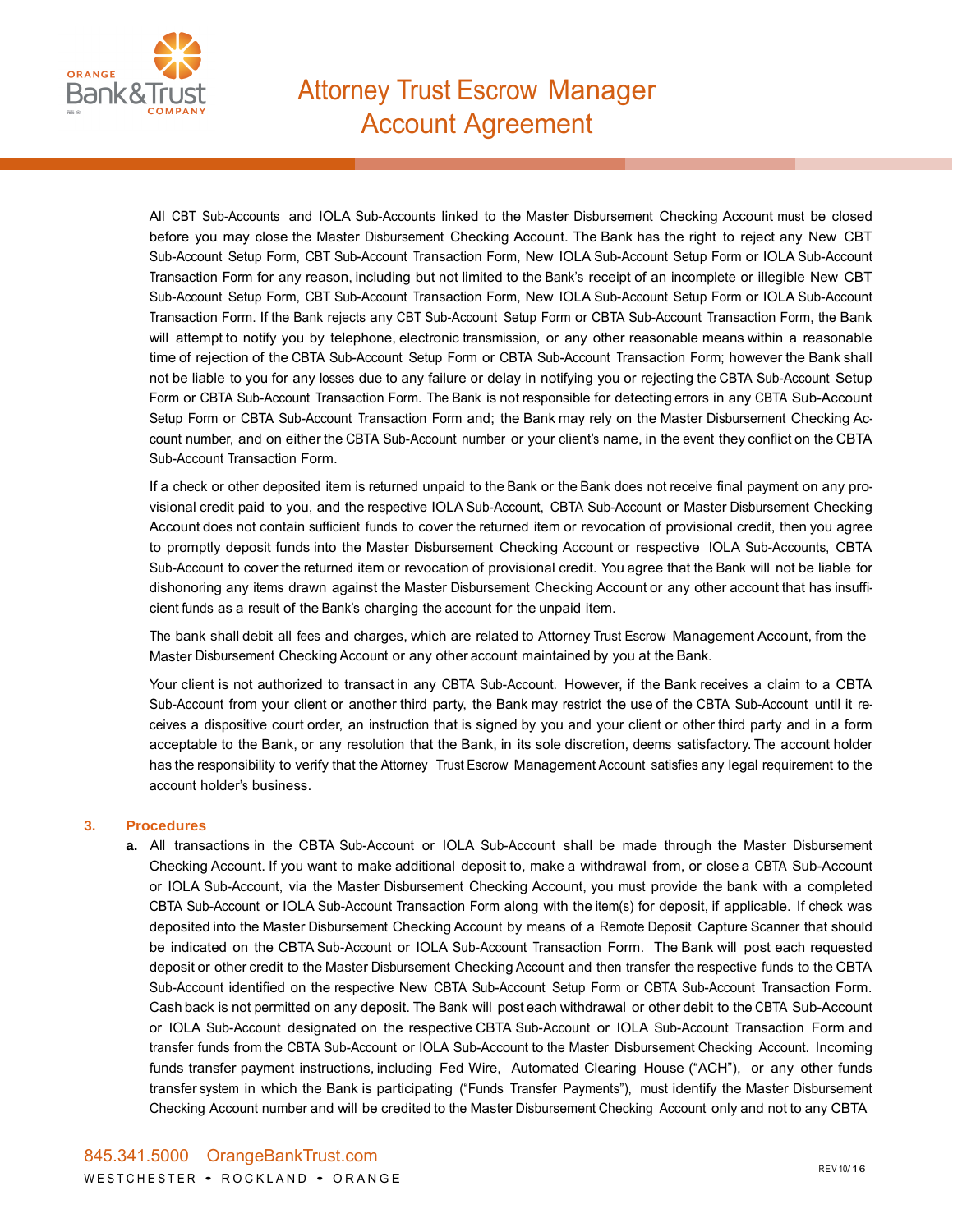All CBT Sub-Accounts and IOLA Sub-Accounts linked to the Master Disbursement Checking Account must be closed before you may close the Master Disbursement Checking Account. The Bank has the right to reject any New CBT Sub-Account Setup Form, CBT Sub-Account Transaction Form, New IOLA Sub-Account Setup Form or IOLA Sub-Account Transaction Form for any reason, including but not limited to the Bank's receipt of an incomplete or illegible New CBT Sub-Account Setup Form, CBT Sub-Account Transaction Form, New IOLA Sub-Account Setup Form or IOLA Sub-Account Transaction Form. If the Bank rejects any CBT Sub-Account Setup Form or CBTA Sub-Account Transaction Form, the Bank will attempt to notify you by telephone, electronic transmission, or any other reasonable means within a reasonable time of rejection of the CBTA Sub-Account Setup Form or CBTA Sub-Account Transaction Form; however the Bank shall not be liable to you for any losses due to any failure or delay in notifying you or rejecting the CBTA Sub-Account Setup Form or CBTA Sub-Account Transaction Form. The Bank is not responsible for detecting errors in any CBTA Sub-Account Setup Form or CBTA Sub-Account Transaction Form and; the Bank may rely on the Master Disbursement Checking Account number, and on either the CBTA Sub-Account number or your client's name, in the event they conflict on the CBTA Sub-Account Transaction Form.

If a check or other deposited item is returned unpaid to the Bank or the Bank does not receive final payment on any provisional credit paid to you, and the respective IOLA Sub-Account, CBTA Sub-Account or Master Disbursement Checking Account does not contain sufficient funds to cover the returned item or revocation of provisional credit, then you agree to promptly deposit funds into the Master Disbursement Checking Account or respective IOLA Sub-Accounts, CBTA Sub-Account to cover the returned item or revocation of provisional credit. You agree that the Bank will not be liable for dishonoring any items drawn against the Master Disbursement Checking Account or any other account that has insufficient funds as a result of the Bank's charging the account for the unpaid item.

The bank shall debit all fees and charges, which are related to Attorney Trust Escrow Management Account, from the Master Disbursement Checking Account or any other account maintained by you at the Bank.

Your client is not authorized to transact in any CBTA Sub-Account. However, if the Bank receives a claim to a CBTA Sub-Account from your client or another third party, the Bank may restrict the use of the CBTA Sub-Account until it receives a dispositive court order, an instruction that is signed by you and your client or other third party and in a form acceptable to the Bank, or any resolution that the Bank, in its sole discretion, deems satisfactory. The account holder has the responsibility to verify that the Attorney Trust Escrow Management Account satisfies any legal requirement to the account holder's business.

## 3. Procedures

**a.** All transactions in the CBTA Sub-Account or IOLA Sub-Account shall be made through the Master Disbursement Checking Account. If you want to make additional deposit to, make a withdrawal from, or close a CBTA Sub-Account or IOLA Sub-Account, via the Master Disbursement Checking Account, you must provide the bank with a completed CBTA Sub-Account or IOLA Sub-Account Transaction Form along with the item(s) for deposit, if applicable. If check was deposited into the Master Disbursement Checking Account by means of a Remote Deposit Capture Scanner that should be indicated on the CBTA Sub-Account or IOLA Sub-Account Transaction Form. The Bank will post each requested deposit or other credit to the Master Disbursement Checking Account and then transfer the respective funds to the CBTA Sub-Account identified on the respective New CBTA Sub-Account Setup Form or CBTA Sub-Account Transaction Form. Cash back is not permitted on any deposit. The Bank will post each withdrawal or other debit to the CBTA Sub-Account or IOLA Sub-Account designated on the respective CBTA Sub-Account or IOLA Sub-Account Transaction Form and transfer funds from the CBTA Sub-Account or IOLA Sub-Account to the Master Disbursement Checking Account. Incoming funds transfer payment instructions, including Fed Wire, Automated Clearing House ("ACH"), or any other funds transfer system in which the Bank is participating ("Funds Transfer Payments"), must identify the Master Disbursement Checking Account number and will be credited to the Master Disbursement Checking Account only and not to any CBTA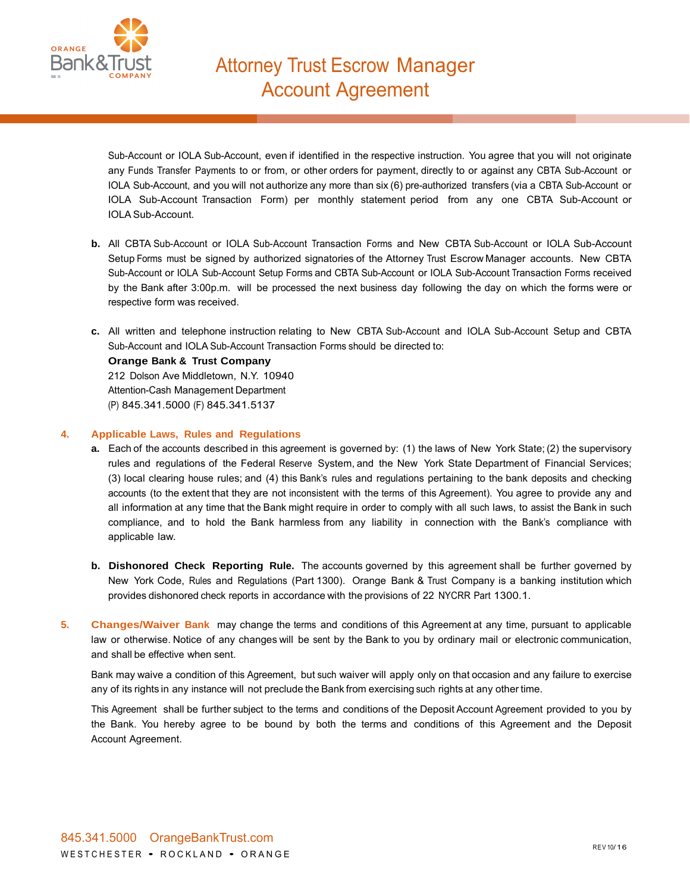Sub-Account or IOLA Sub-Account, even if identified in the respective instruction. You agree that you will not originate any Funds Transfer Payments to or from, or other orders for payment, directly to or against any CBTA Sub-Account or IOLA Sub-Account, and you will not authorize any more than six (6) pre-authorized transfers (via a CBTA Sub-Account or IOLA Sub-Account Transaction Form) per monthly statement period from any one CBTA Sub-Account or IOLA Sub-Account.

**b.** All CBTA Sub-Account or IOLA Sub-Account Transaction Forms and New CBTA Sub-Account or IOLA Sub-Account Setup Forms must be signed by authorized signatories of the Attorney Trust Escrow Manager accounts. New CBTA Sub-Account or IOLA Sub-Account Setup Forms and CBTA Sub-Account or IOLA Sub-Account Transaction Forms received by the Bank after 3:00p.m. will be processed the next business day following the day on which the forms were or respective form was received.

**c.** All written and telephone instruction relating to New CBTA Sub-Account and IOLA Sub-Account Setup and CBTA Sub-Account and IOLA Sub-Account Transaction Forms should be directed to:

**Orange Bank & Trust Company**
212 Dolson Ave Middletown, N.Y. 10940
Attention-Cash Management Department
(P) 845.341.5000 (F) 845.341.5137

## 4. Applicable Laws, Rules and Regulations

**a.** Each of the accounts described in this agreement is governed by: (1) the laws of New York State; (2) the supervisory rules and regulations of the Federal Reserve System, and the New York State Department of Financial Services; (3) local clearing house rules; and (4) this Bank's rules and regulations pertaining to the bank deposits and checking accounts (to the extent that they are not inconsistent with the terms of this Agreement). You agree to provide any and all information at any time that the Bank might require in order to comply with all such laws, to assist the Bank in such compliance, and to hold the Bank harmless from any liability in connection with the Bank's compliance with applicable law.

**b. Dishonored Check Reporting Rule.** The accounts governed by this agreement shall be further governed by New York Code, Rules and Regulations (Part 1300). Orange Bank & Trust Company is a banking institution which provides dishonored check reports in accordance with the provisions of 22 NYCRR Part 1300.1.

## 5. Changes/Waiver

Bank may change the terms and conditions of this Agreement at any time, pursuant to applicable law or otherwise. Notice of any changes will be sent by the Bank to you by ordinary mail or electronic communication, and shall be effective when sent.

Bank may waive a condition of this Agreement, but such waiver will apply only on that occasion and any failure to exercise any of its rights in any instance will not preclude the Bank from exercising such rights at any other time.

This Agreement shall be further subject to the terms and conditions of the Deposit Account Agreement provided to you by the Bank. You hereby agree to be bound by both the terms and conditions of this Agreement and the Deposit Account Agreement.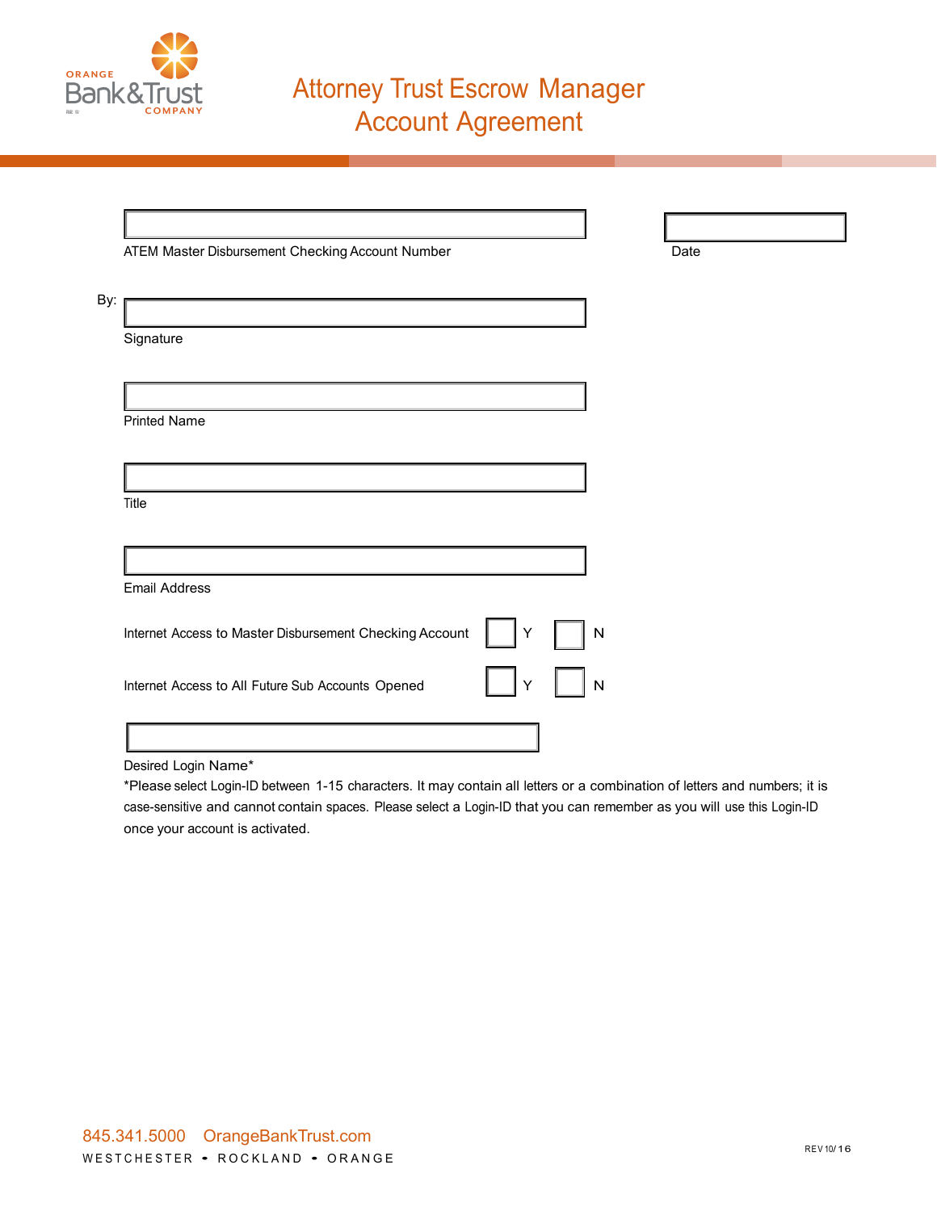# Attorney Trust Escrow Manager Account Agreement

ATEM Master Disbursement Checking Account Number

Date

By:

Signature

Printed Name

Title

Email Address

Internet Access to Master Disbursement Checking Account ☐ Y ☐ N

Internet Access to All Future Sub Accounts Opened ☐ Y ☐ N

Desired Login Name*

*Please select Login-ID between 1-15 characters. It may contain all letters or a combination of letters and numbers; it is case-sensitive and cannot contain spaces. Please select a Login-ID that you can remember as you will use this Login-ID once your account is activated.

845.341.5000 OrangeBankTrust.com

WESTCHESTER • ROCKLAND • ORANGE

REV 10/16